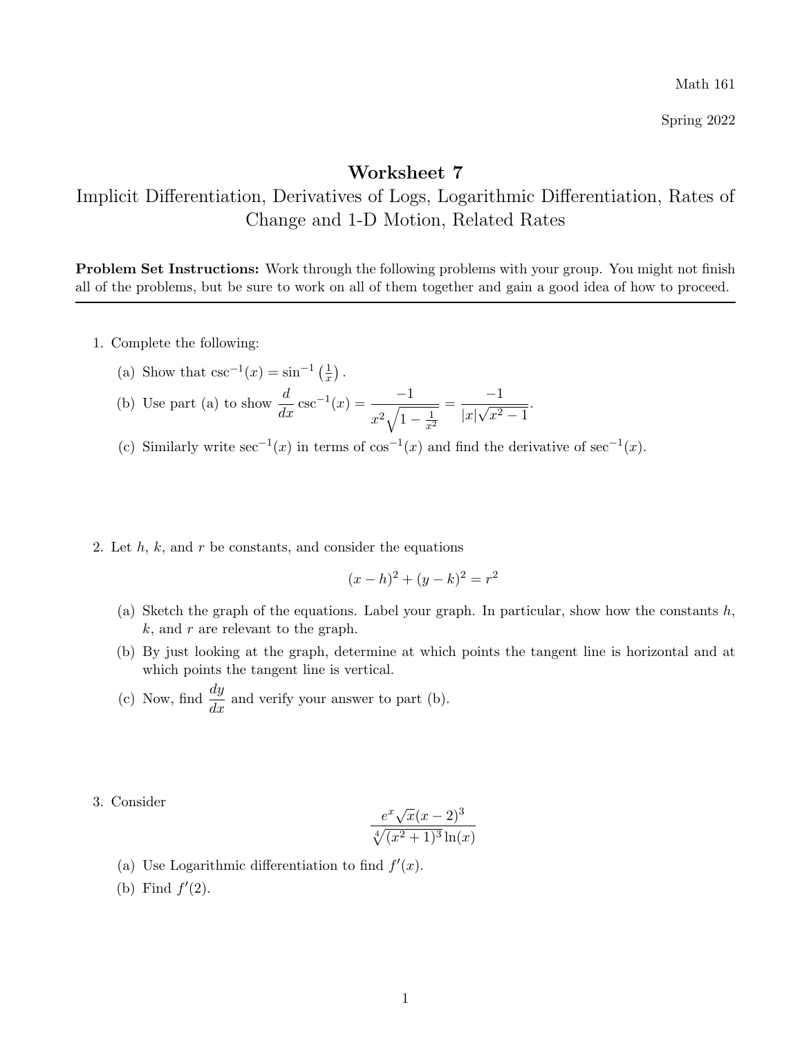Math 161

Spring 2022

# Worksheet 7

## Implicit Differentiation, Derivatives of Logs, Logarithmic Differentiation, Rates of Change and 1-D Motion, Related Rates

**Problem Set Instructions:** Work through the following problems with your group. You might not finish all of the problems, but be sure to work on all of them together and gain a good idea of how to proceed.

---

1. Complete the following:

   (a) Show that $\csc^{-1}(x) = \sin^{-1}\left(\frac{1}{x}\right)$.

   (b) Use part (a) to show $\dfrac{d}{dx}\csc^{-1}(x) = \dfrac{-1}{x^2\sqrt{1-\frac{1}{x^2}}} = \dfrac{-1}{|x|\sqrt{x^2-1}}$.

   (c) Similarly write $\sec^{-1}(x)$ in terms of $\cos^{-1}(x)$ and find the derivative of $\sec^{-1}(x)$.

2. Let $h$, $k$, and $r$ be constants, and consider the equations

$$(x-h)^2 + (y-k)^2 = r^2$$

   (a) Sketch the graph of the equations. Label your graph. In particular, show how the constants $h$, $k$, and $r$ are relevant to the graph.

   (b) By just looking at the graph, determine at which points the tangent line is horizontal and at which points the tangent line is vertical.

   (c) Now, find $\dfrac{dy}{dx}$ and verify your answer to part (b).

3. Consider

$$\frac{e^x\sqrt{x}(x-2)^3}{\sqrt[4]{(x^2+1)^3}\ln(x)}$$

   (a) Use Logarithmic differentiation to find $f'(x)$.

   (b) Find $f'(2)$.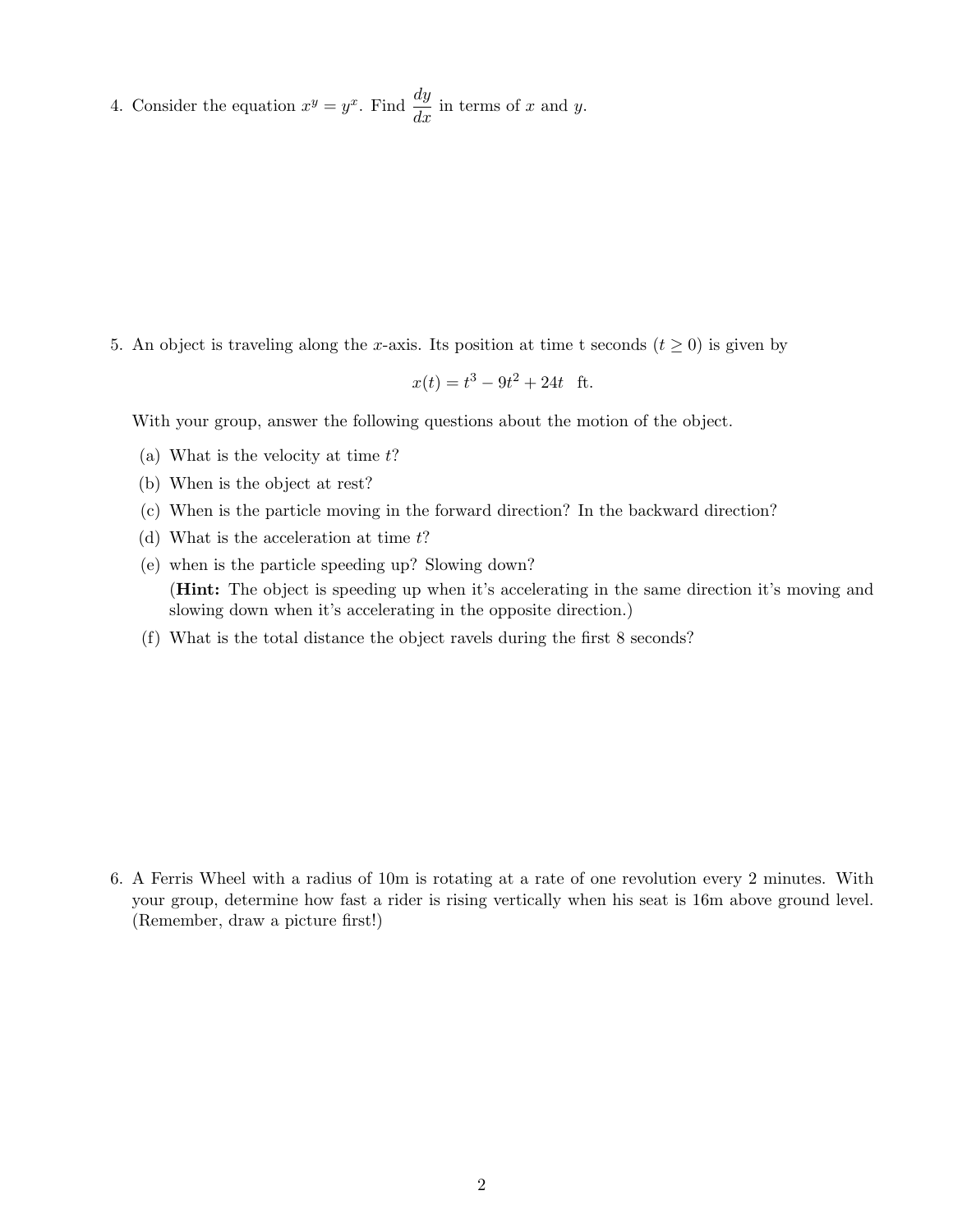4. Consider the equation $x^y = y^x$. Find $\frac{dy}{dx}$ in terms of $x$ and $y$.

5. An object is traveling along the $x$-axis. Its position at time t seconds ($t \geq 0$) is given by

$$x(t) = t^3 - 9t^2 + 24t \quad \text{ft.}$$

With your group, answer the following questions about the motion of the object.

(a) What is the velocity at time $t$?

(b) When is the object at rest?

(c) When is the particle moving in the forward direction? In the backward direction?

(d) What is the acceleration at time $t$?

(e) when is the particle speeding up? Slowing down?
(**Hint:** The object is speeding up when it's accelerating in the same direction it's moving and slowing down when it's accelerating in the opposite direction.)

(f) What is the total distance the object ravels during the first 8 seconds?

6. A Ferris Wheel with a radius of 10m is rotating at a rate of one revolution every 2 minutes. With your group, determine how fast a rider is rising vertically when his seat is 16m above ground level. (Remember, draw a picture first!)